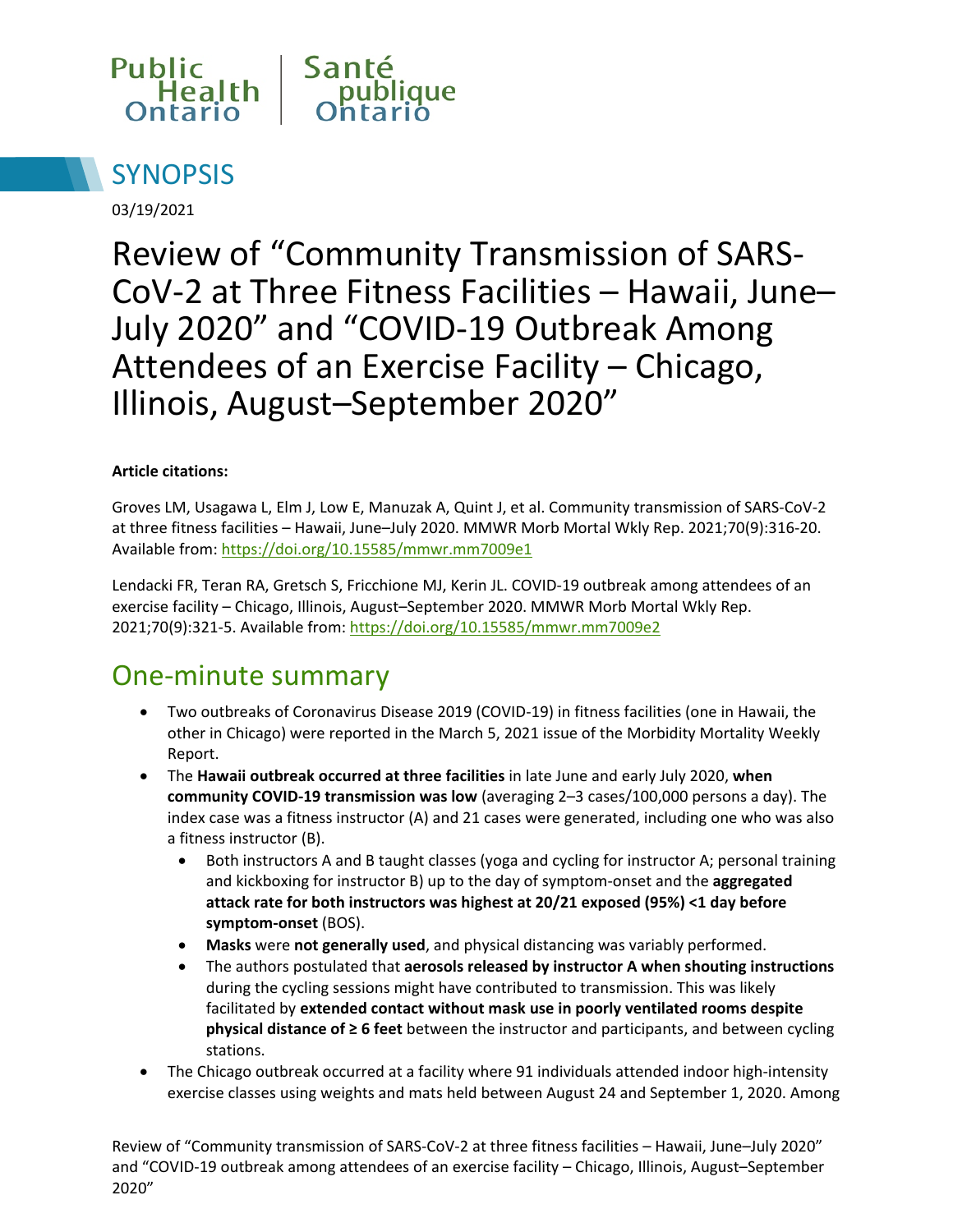Public Health Ontario | Santé publique Ontario

# SYNOPSIS

03/19/2021

# Review of "Community Transmission of SARS-CoV-2 at Three Fitness Facilities – Hawaii, June–July 2020" and "COVID-19 Outbreak Among Attendees of an Exercise Facility – Chicago, Illinois, August–September 2020"

**Article citations:**

Groves LM, Usagawa L, Elm J, Low E, Manuzak A, Quint J, et al. Community transmission of SARS-CoV-2 at three fitness facilities – Hawaii, June–July 2020. MMWR Morb Mortal Wkly Rep. 2021;70(9):316-20. Available from: https://doi.org/10.15585/mmwr.mm7009e1

Lendacki FR, Teran RA, Gretsch S, Fricchione MJ, Kerin JL. COVID-19 outbreak among attendees of an exercise facility – Chicago, Illinois, August–September 2020. MMWR Morb Mortal Wkly Rep. 2021;70(9):321-5. Available from: https://doi.org/10.15585/mmwr.mm7009e2

## One-minute summary

- Two outbreaks of Coronavirus Disease 2019 (COVID-19) in fitness facilities (one in Hawaii, the other in Chicago) were reported in the March 5, 2021 issue of the Morbidity Mortality Weekly Report.
- The **Hawaii outbreak occurred at three facilities** in late June and early July 2020, **when community COVID-19 transmission was low** (averaging 2–3 cases/100,000 persons a day). The index case was a fitness instructor (A) and 21 cases were generated, including one who was also a fitness instructor (B).
  - Both instructors A and B taught classes (yoga and cycling for instructor A; personal training and kickboxing for instructor B) up to the day of symptom-onset and the **aggregated attack rate for both instructors was highest at 20/21 exposed (95%) <1 day before symptom-onset** (BOS).
  - **Masks** were **not generally used**, and physical distancing was variably performed.
  - The authors postulated that **aerosols released by instructor A when shouting instructions** during the cycling sessions might have contributed to transmission. This was likely facilitated by **extended contact without mask use in poorly ventilated rooms despite physical distance of ≥ 6 feet** between the instructor and participants, and between cycling stations.
- The Chicago outbreak occurred at a facility where 91 individuals attended indoor high-intensity exercise classes using weights and mats held between August 24 and September 1, 2020. Among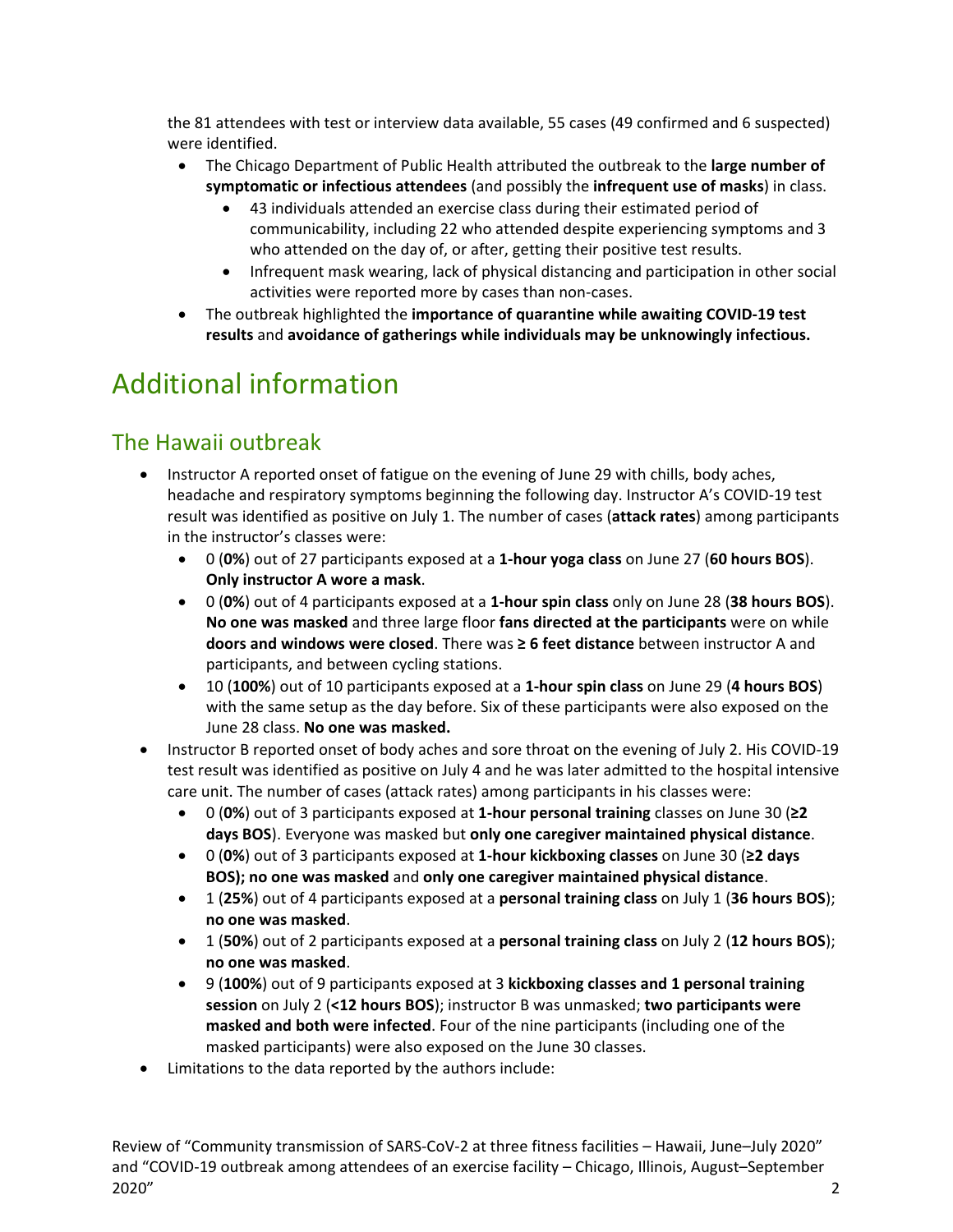the 81 attendees with test or interview data available, 55 cases (49 confirmed and 6 suspected) were identified.

- The Chicago Department of Public Health attributed the outbreak to the **large number of symptomatic or infectious attendees** (and possibly the **infrequent use of masks**) in class.
    - 43 individuals attended an exercise class during their estimated period of communicability, including 22 who attended despite experiencing symptoms and 3 who attended on the day of, or after, getting their positive test results.
    - Infrequent mask wearing, lack of physical distancing and participation in other social activities were reported more by cases than non-cases.
- The outbreak highlighted the **importance of quarantine while awaiting COVID-19 test results** and **avoidance of gatherings while individuals may be unknowingly infectious.**

# Additional information

## The Hawaii outbreak

- Instructor A reported onset of fatigue on the evening of June 29 with chills, body aches, headache and respiratory symptoms beginning the following day. Instructor A's COVID-19 test result was identified as positive on July 1. The number of cases (**attack rates**) among participants in the instructor's classes were:
    - 0 (**0%**) out of 27 participants exposed at a **1-hour yoga class** on June 27 (**60 hours BOS**). **Only instructor A wore a mask**.
    - 0 (**0%**) out of 4 participants exposed at a **1-hour spin class** only on June 28 (**38 hours BOS**). **No one was masked** and three large floor **fans directed at the participants** were on while **doors and windows were closed**. There was **≥ 6 feet distance** between instructor A and participants, and between cycling stations.
    - 10 (**100%**) out of 10 participants exposed at a **1-hour spin class** on June 29 (**4 hours BOS**) with the same setup as the day before. Six of these participants were also exposed on the June 28 class. **No one was masked.**
- Instructor B reported onset of body aches and sore throat on the evening of July 2. His COVID-19 test result was identified as positive on July 4 and he was later admitted to the hospital intensive care unit. The number of cases (attack rates) among participants in his classes were:
    - 0 (**0%**) out of 3 participants exposed at **1-hour personal training** classes on June 30 (**≥2 days BOS**). Everyone was masked but **only one caregiver maintained physical distance**.
    - 0 (**0%**) out of 3 participants exposed at **1-hour kickboxing classes** on June 30 (**≥2 days BOS); no one was masked** and **only one caregiver maintained physical distance**.
    - 1 (**25%**) out of 4 participants exposed at a **personal training class** on July 1 (**36 hours BOS**); **no one was masked**.
    - 1 (**50%**) out of 2 participants exposed at a **personal training class** on July 2 (**12 hours BOS**); **no one was masked**.
    - 9 (**100%**) out of 9 participants exposed at 3 **kickboxing classes and 1 personal training session** on July 2 (**<12 hours BOS**); instructor B was unmasked; **two participants were masked and both were infected**. Four of the nine participants (including one of the masked participants) were also exposed on the June 30 classes.
- Limitations to the data reported by the authors include: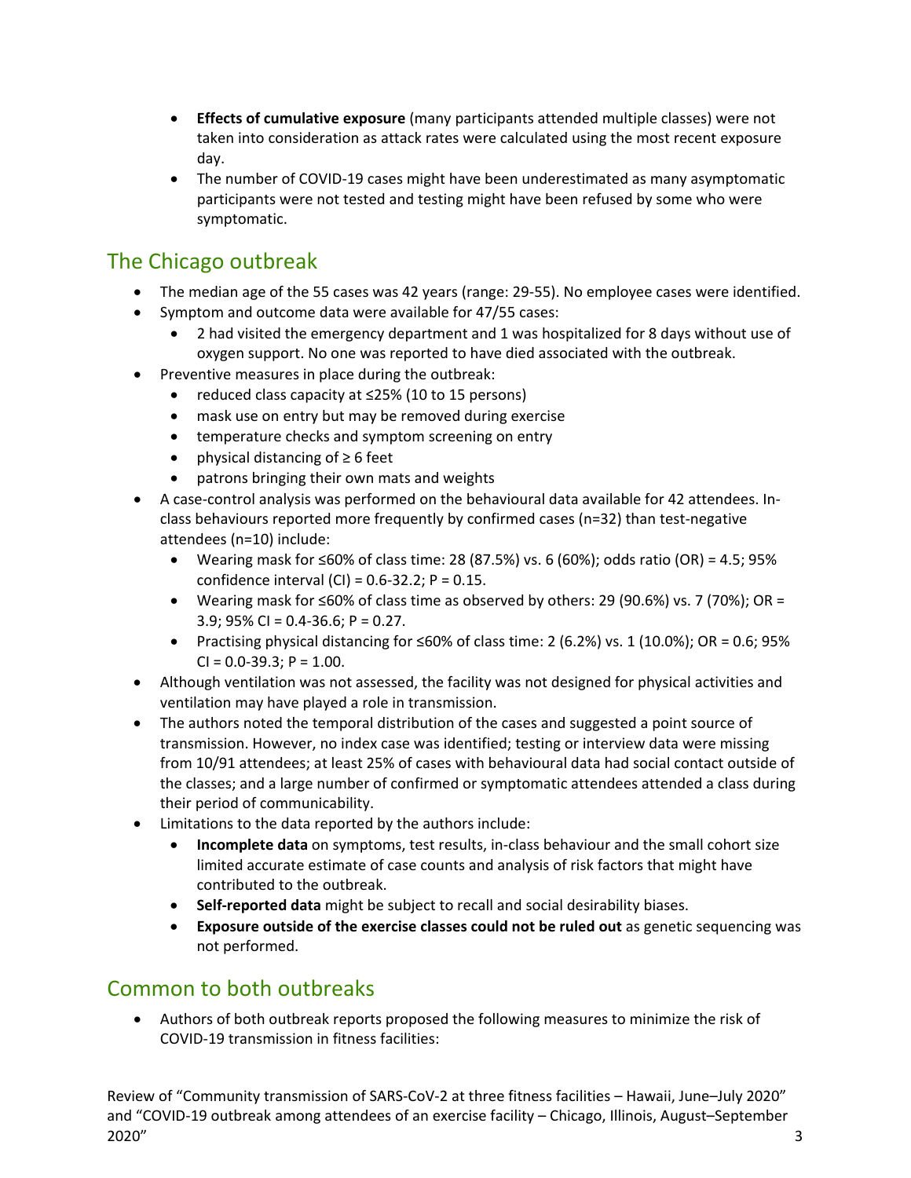- **Effects of cumulative exposure** (many participants attended multiple classes) were not taken into consideration as attack rates were calculated using the most recent exposure day.
- The number of COVID-19 cases might have been underestimated as many asymptomatic participants were not tested and testing might have been refused by some who were symptomatic.

## The Chicago outbreak

- The median age of the 55 cases was 42 years (range: 29-55). No employee cases were identified.
- Symptom and outcome data were available for 47/55 cases:
  - 2 had visited the emergency department and 1 was hospitalized for 8 days without use of oxygen support. No one was reported to have died associated with the outbreak.
- Preventive measures in place during the outbreak:
  - reduced class capacity at ≤25% (10 to 15 persons)
  - mask use on entry but may be removed during exercise
  - temperature checks and symptom screening on entry
  - physical distancing of ≥ 6 feet
  - patrons bringing their own mats and weights
- A case-control analysis was performed on the behavioural data available for 42 attendees. In-class behaviours reported more frequently by confirmed cases (n=32) than test-negative attendees (n=10) include:
  - Wearing mask for ≤60% of class time: 28 (87.5%) vs. 6 (60%); odds ratio (OR) = 4.5; 95% confidence interval (CI) = 0.6-32.2; P = 0.15.
  - Wearing mask for ≤60% of class time as observed by others: 29 (90.6%) vs. 7 (70%); OR = 3.9; 95% CI = 0.4-36.6; P = 0.27.
  - Practising physical distancing for ≤60% of class time: 2 (6.2%) vs. 1 (10.0%); OR = 0.6; 95% CI = 0.0-39.3; P = 1.00.
- Although ventilation was not assessed, the facility was not designed for physical activities and ventilation may have played a role in transmission.
- The authors noted the temporal distribution of the cases and suggested a point source of transmission. However, no index case was identified; testing or interview data were missing from 10/91 attendees; at least 25% of cases with behavioural data had social contact outside of the classes; and a large number of confirmed or symptomatic attendees attended a class during their period of communicability.
- Limitations to the data reported by the authors include:
  - **Incomplete data** on symptoms, test results, in-class behaviour and the small cohort size limited accurate estimate of case counts and analysis of risk factors that might have contributed to the outbreak.
  - **Self-reported data** might be subject to recall and social desirability biases.
  - **Exposure outside of the exercise classes could not be ruled out** as genetic sequencing was not performed.

## Common to both outbreaks

- Authors of both outbreak reports proposed the following measures to minimize the risk of COVID-19 transmission in fitness facilities: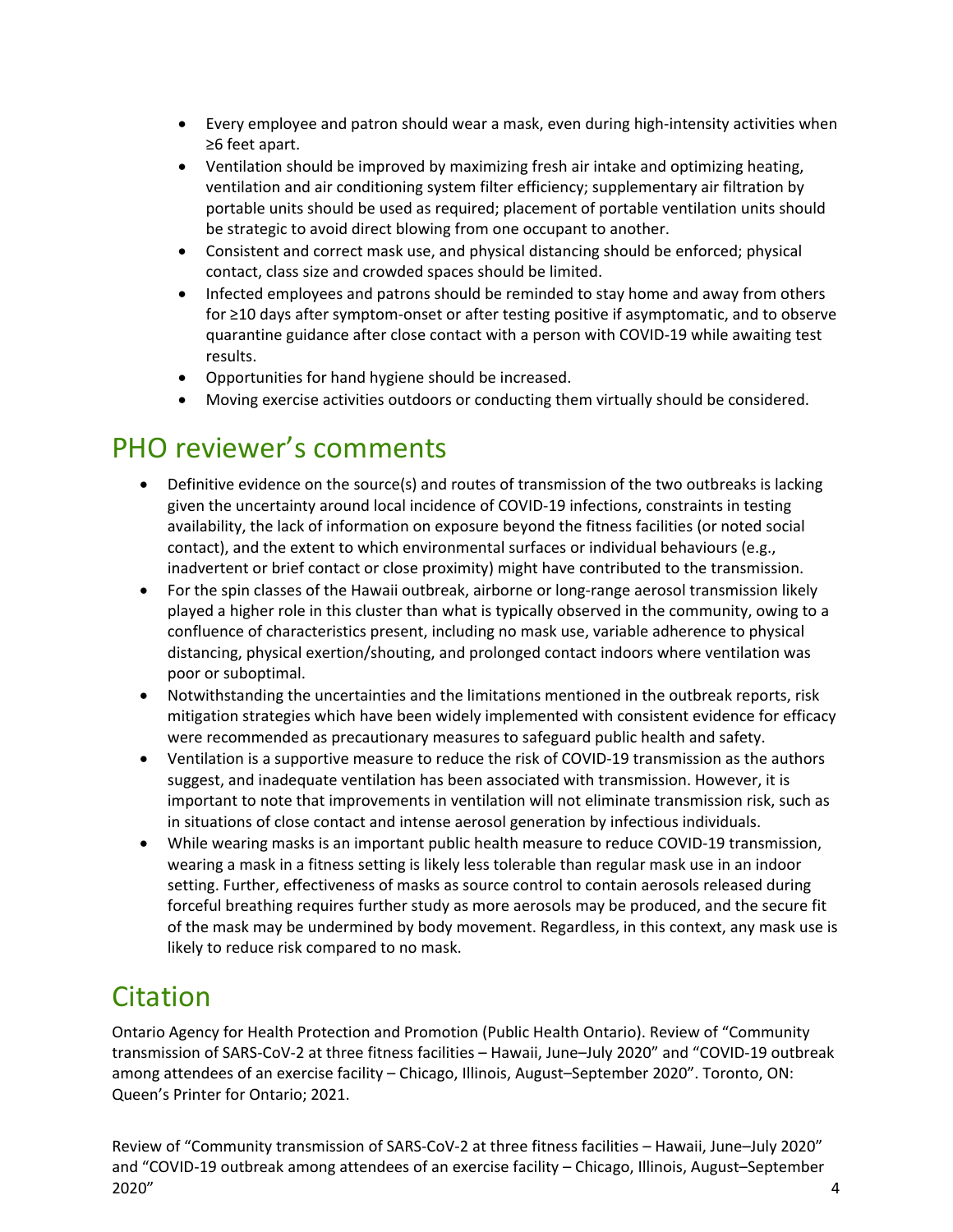- Every employee and patron should wear a mask, even during high-intensity activities when ≥6 feet apart.
- Ventilation should be improved by maximizing fresh air intake and optimizing heating, ventilation and air conditioning system filter efficiency; supplementary air filtration by portable units should be used as required; placement of portable ventilation units should be strategic to avoid direct blowing from one occupant to another.
- Consistent and correct mask use, and physical distancing should be enforced; physical contact, class size and crowded spaces should be limited.
- Infected employees and patrons should be reminded to stay home and away from others for ≥10 days after symptom-onset or after testing positive if asymptomatic, and to observe quarantine guidance after close contact with a person with COVID-19 while awaiting test results.
- Opportunities for hand hygiene should be increased.
- Moving exercise activities outdoors or conducting them virtually should be considered.

## PHO reviewer's comments

- Definitive evidence on the source(s) and routes of transmission of the two outbreaks is lacking given the uncertainty around local incidence of COVID-19 infections, constraints in testing availability, the lack of information on exposure beyond the fitness facilities (or noted social contact), and the extent to which environmental surfaces or individual behaviours (e.g., inadvertent or brief contact or close proximity) might have contributed to the transmission.
- For the spin classes of the Hawaii outbreak, airborne or long-range aerosol transmission likely played a higher role in this cluster than what is typically observed in the community, owing to a confluence of characteristics present, including no mask use, variable adherence to physical distancing, physical exertion/shouting, and prolonged contact indoors where ventilation was poor or suboptimal.
- Notwithstanding the uncertainties and the limitations mentioned in the outbreak reports, risk mitigation strategies which have been widely implemented with consistent evidence for efficacy were recommended as precautionary measures to safeguard public health and safety.
- Ventilation is a supportive measure to reduce the risk of COVID-19 transmission as the authors suggest, and inadequate ventilation has been associated with transmission. However, it is important to note that improvements in ventilation will not eliminate transmission risk, such as in situations of close contact and intense aerosol generation by infectious individuals.
- While wearing masks is an important public health measure to reduce COVID-19 transmission, wearing a mask in a fitness setting is likely less tolerable than regular mask use in an indoor setting. Further, effectiveness of masks as source control to contain aerosols released during forceful breathing requires further study as more aerosols may be produced, and the secure fit of the mask may be undermined by body movement. Regardless, in this context, any mask use is likely to reduce risk compared to no mask.

## Citation

Ontario Agency for Health Protection and Promotion (Public Health Ontario). Review of "Community transmission of SARS-CoV-2 at three fitness facilities – Hawaii, June–July 2020" and "COVID-19 outbreak among attendees of an exercise facility – Chicago, Illinois, August–September 2020". Toronto, ON: Queen's Printer for Ontario; 2021.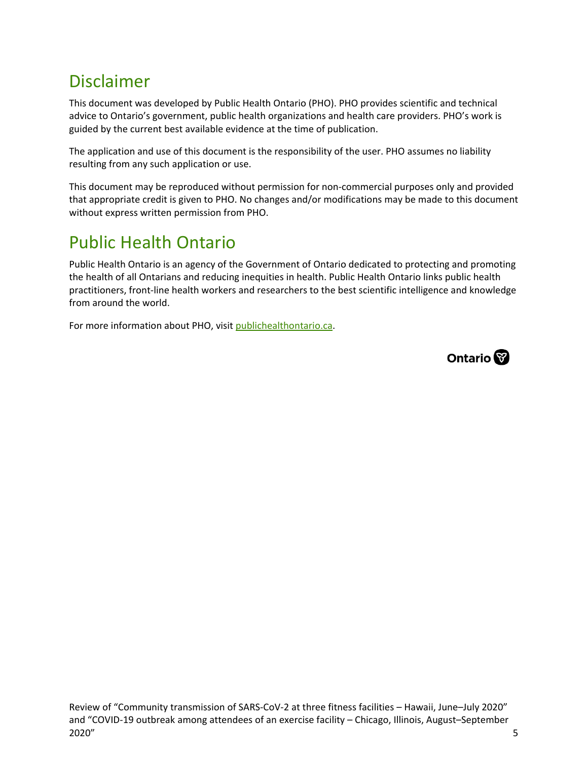## Disclaimer

This document was developed by Public Health Ontario (PHO). PHO provides scientific and technical advice to Ontario's government, public health organizations and health care providers. PHO's work is guided by the current best available evidence at the time of publication.

The application and use of this document is the responsibility of the user. PHO assumes no liability resulting from any such application or use.

This document may be reproduced without permission for non-commercial purposes only and provided that appropriate credit is given to PHO. No changes and/or modifications may be made to this document without express written permission from PHO.

## Public Health Ontario

Public Health Ontario is an agency of the Government of Ontario dedicated to protecting and promoting the health of all Ontarians and reducing inequities in health. Public Health Ontario links public health practitioners, front-line health workers and researchers to the best scientific intelligence and knowledge from around the world.

For more information about PHO, visit [publichealthontario.ca](publichealthontario.ca).

Ontario